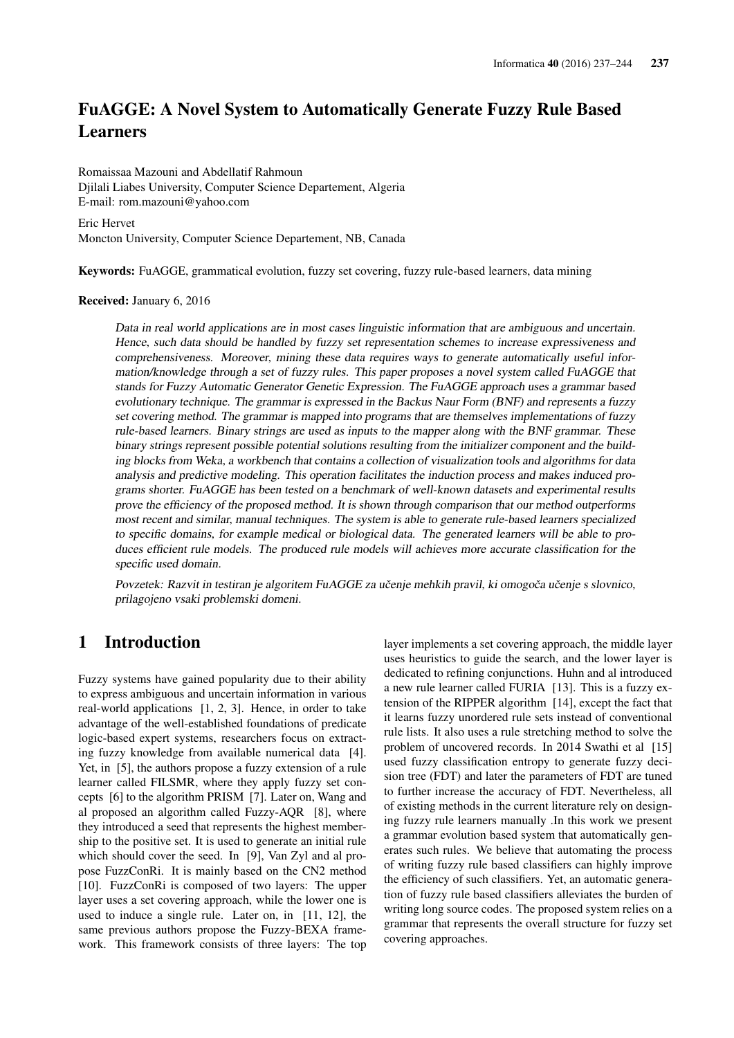# FuAGGE: A Novel System to Automatically Generate Fuzzy Rule Based Learners

Romaissaa Mazouni and Abdellatif Rahmoun
Djilali Liabes University, Computer Science Departement, Algeria
E-mail: rom.mazouni@yahoo.com

Eric Hervet
Moncton University, Computer Science Departement, NB, Canada

**Keywords:** FuAGGE, grammatical evolution, fuzzy set covering, fuzzy rule-based learners, data mining

**Received:** January 6, 2016

*Data in real world applications are in most cases linguistic information that are ambiguous and uncertain. Hence, such data should be handled by fuzzy set representation schemes to increase expressiveness and comprehensiveness. Moreover, mining these data requires ways to generate automatically useful information/knowledge through a set of fuzzy rules. This paper proposes a novel system called FuAGGE that stands for Fuzzy Automatic Generator Genetic Expression. The FuAGGE approach uses a grammar based evolutionary technique. The grammar is expressed in the Backus Naur Form (BNF) and represents a fuzzy set covering method. The grammar is mapped into programs that are themselves implementations of fuzzy rule-based learners. Binary strings are used as inputs to the mapper along with the BNF grammar. These binary strings represent possible potential solutions resulting from the initializer component and the building blocks from Weka, a workbench that contains a collection of visualization tools and algorithms for data analysis and predictive modeling. This operation facilitates the induction process and makes induced programs shorter. FuAGGE has been tested on a benchmark of well-known datasets and experimental results prove the efficiency of the proposed method. It is shown through comparison that our method outperforms most recent and similar, manual techniques. The system is able to generate rule-based learners specialized to specific domains, for example medical or biological data. The generated learners will be able to produces efficient rule models. The produced rule models will achieves more accurate classification for the specific used domain.*

*Povzetek: Razvit in testiran je algoritem FuAGGE za učenje mehkih pravil, ki omogoča učenje s slovnico, prilagojeno vsaki problemski domeni.*

## 1 Introduction

Fuzzy systems have gained popularity due to their ability to express ambiguous and uncertain information in various real-world applications [1, 2, 3]. Hence, in order to take advantage of the well-established foundations of predicate logic-based expert systems, researchers focus on extracting fuzzy knowledge from available numerical data [4]. Yet, in [5], the authors propose a fuzzy extension of a rule learner called FILSMR, where they apply fuzzy set concepts [6] to the algorithm PRISM [7]. Later on, Wang and al proposed an algorithm called Fuzzy-AQR [8], where they introduced a seed that represents the highest membership to the positive set. It is used to generate an initial rule which should cover the seed. In [9], Van Zyl and al propose FuzzConRi. It is mainly based on the CN2 method [10]. FuzzConRi is composed of two layers: The upper layer uses a set covering approach, while the lower one is used to induce a single rule. Later on, in [11, 12], the same previous authors propose the Fuzzy-BEXA framework. This framework consists of three layers: The top layer implements a set covering approach, the middle layer uses heuristics to guide the search, and the lower layer is dedicated to refining conjunctions. Huhn and al introduced a new rule learner called FURIA [13]. This is a fuzzy extension of the RIPPER algorithm [14], except the fact that it learns fuzzy unordered rule sets instead of conventional rule lists. It also uses a rule stretching method to solve the problem of uncovered records. In 2014 Swathi et al [15] used fuzzy classification entropy to generate fuzzy decision tree (FDT) and later the parameters of FDT are tuned to further increase the accuracy of FDT. Nevertheless, all of existing methods in the current literature rely on designing fuzzy rule learners manually .In this work we present a grammar evolution based system that automatically generates such rules. We believe that automating the process of writing fuzzy rule based classifiers can highly improve the efficiency of such classifiers. Yet, an automatic generation of fuzzy rule based classifiers alleviates the burden of writing long source codes. The proposed system relies on a grammar that represents the overall structure for fuzzy set covering approaches.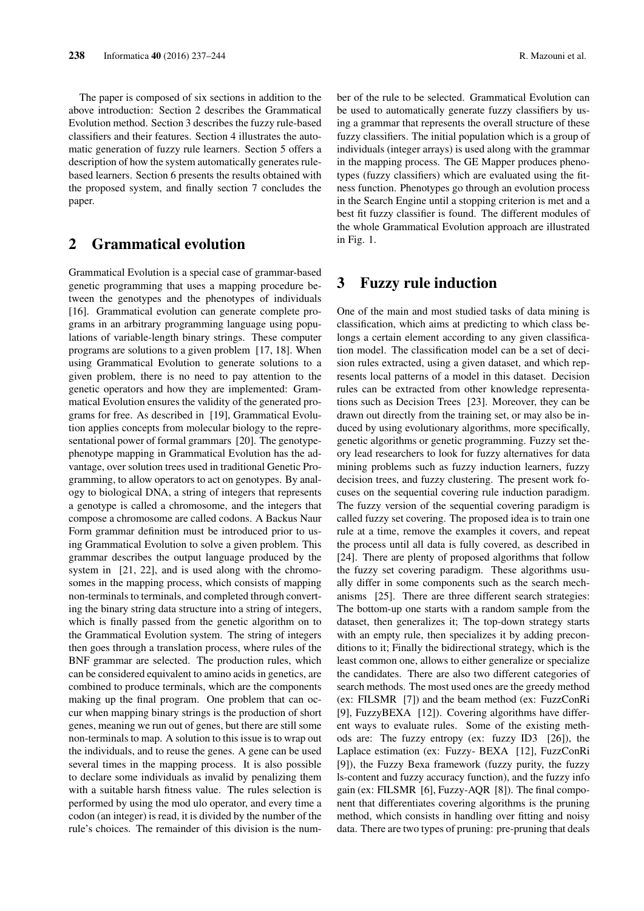The paper is composed of six sections in addition to the above introduction: Section 2 describes the Grammatical Evolution method. Section 3 describes the fuzzy rule-based classifiers and their features. Section 4 illustrates the automatic generation of fuzzy rule learners. Section 5 offers a description of how the system automatically generates rule-based learners. Section 6 presents the results obtained with the proposed system, and finally section 7 concludes the paper.

## 2 Grammatical evolution

Grammatical Evolution is a special case of grammar-based genetic programming that uses a mapping procedure between the genotypes and the phenotypes of individuals [16]. Grammatical evolution can generate complete programs in an arbitrary programming language using populations of variable-length binary strings. These computer programs are solutions to a given problem [17, 18]. When using Grammatical Evolution to generate solutions to a given problem, there is no need to pay attention to the genetic operators and how they are implemented: Grammatical Evolution ensures the validity of the generated programs for free. As described in [19], Grammatical Evolution applies concepts from molecular biology to the representational power of formal grammars [20]. The genotype-phenotype mapping in Grammatical Evolution has the advantage, over solution trees used in traditional Genetic Programming, to allow operators to act on genotypes. By analogy to biological DNA, a string of integers that represents a genotype is called a chromosome, and the integers that compose a chromosome are called codons. A Backus Naur Form grammar definition must be introduced prior to using Grammatical Evolution to solve a given problem. This grammar describes the output language produced by the system in [21, 22], and is used along with the chromosomes in the mapping process, which consists of mapping non-terminals to terminals, and completed through converting the binary string data structure into a string of integers, which is finally passed from the genetic algorithm on to the Grammatical Evolution system. The string of integers then goes through a translation process, where rules of the BNF grammar are selected. The production rules, which can be considered equivalent to amino acids in genetics, are combined to produce terminals, which are the components making up the final program. One problem that can occur when mapping binary strings is the production of short genes, meaning we run out of genes, but there are still some non-terminals to map. A solution to this issue is to wrap out the individuals, and to reuse the genes. A gene can be used several times in the mapping process. It is also possible to declare some individuals as invalid by penalizing them with a suitable harsh fitness value. The rules selection is performed by using the mod ulo operator, and every time a codon (an integer) is read, it is divided by the number of the rule's choices. The remainder of this division is the number of the rule to be selected. Grammatical Evolution can be used to automatically generate fuzzy classifiers by using a grammar that represents the overall structure of these fuzzy classifiers. The initial population which is a group of individuals (integer arrays) is used along with the grammar in the mapping process. The GE Mapper produces phenotypes (fuzzy classifiers) which are evaluated using the fitness function. Phenotypes go through an evolution process in the Search Engine until a stopping criterion is met and a best fit fuzzy classifier is found. The different modules of the whole Grammatical Evolution approach are illustrated in Fig. 1.

## 3 Fuzzy rule induction

One of the main and most studied tasks of data mining is classification, which aims at predicting to which class belongs a certain element according to any given classification model. The classification model can be a set of decision rules extracted, using a given dataset, and which represents local patterns of a model in this dataset. Decision rules can be extracted from other knowledge representations such as Decision Trees [23]. Moreover, they can be drawn out directly from the training set, or may also be induced by using evolutionary algorithms, more specifically, genetic algorithms or genetic programming. Fuzzy set theory lead researchers to look for fuzzy alternatives for data mining problems such as fuzzy induction learners, fuzzy decision trees, and fuzzy clustering. The present work focuses on the sequential covering rule induction paradigm. The fuzzy version of the sequential covering paradigm is called fuzzy set covering. The proposed idea is to train one rule at a time, remove the examples it covers, and repeat the process until all data is fully covered, as described in [24]. There are plenty of proposed algorithms that follow the fuzzy set covering paradigm. These algorithms usually differ in some components such as the search mechanisms [25]. There are three different search strategies: The bottom-up one starts with a random sample from the dataset, then generalizes it; The top-down strategy starts with an empty rule, then specializes it by adding preconditions to it; Finally the bidirectional strategy, which is the least common one, allows to either generalize or specialize the candidates. There are also two different categories of search methods. The most used ones are the greedy method (ex: FILSMR [7]) and the beam method (ex: FuzzConRi [9], FuzzyBEXA [12]). Covering algorithms have different ways to evaluate rules. Some of the existing methods are: The fuzzy entropy (ex: fuzzy ID3 [26]), the Laplace estimation (ex: Fuzzy- BEXA [12], FuzzConRi [9]), the Fuzzy Bexa framework (fuzzy purity, the fuzzy ls-content and fuzzy accuracy function), and the fuzzy info gain (ex: FILSMR [6], Fuzzy-AQR [8]). The final component that differentiates covering algorithms is the pruning method, which consists in handling over fitting and noisy data. There are two types of pruning: pre-pruning that deals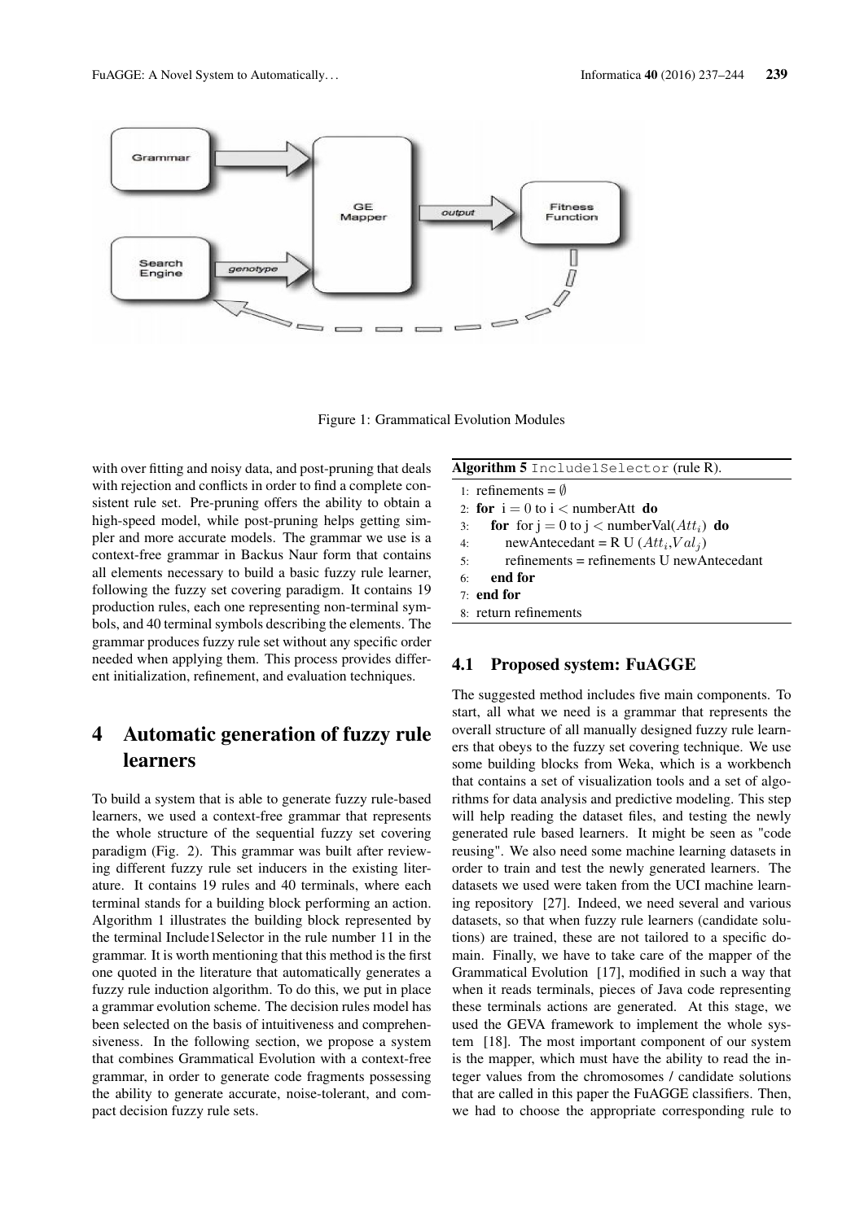Figure 1: Grammatical Evolution Modules

with over fitting and noisy data, and post-pruning that deals with rejection and conflicts in order to find a complete consistent rule set. Pre-pruning offers the ability to obtain a high-speed model, while post-pruning helps getting simpler and more accurate models. The grammar we use is a context-free grammar in Backus Naur form that contains all elements necessary to build a basic fuzzy rule learner, following the fuzzy set covering paradigm. It contains 19 production rules, each one representing non-terminal symbols, and 40 terminal symbols describing the elements. The grammar produces fuzzy rule set without any specific order needed when applying them. This process provides different initialization, refinement, and evaluation techniques.

# 4 Automatic generation of fuzzy rule learners

To build a system that is able to generate fuzzy rule-based learners, we used a context-free grammar that represents the whole structure of the sequential fuzzy set covering paradigm (Fig. 2). This grammar was built after reviewing different fuzzy rule set inducers in the existing literature. It contains 19 rules and 40 terminals, where each terminal stands for a building block performing an action. Algorithm 1 illustrates the building block represented by the terminal Include1Selector in the rule number 11 in the grammar. It is worth mentioning that this method is the first one quoted in the literature that automatically generates a fuzzy rule induction algorithm. To do this, we put in place a grammar evolution scheme. The decision rules model has been selected on the basis of intuitiveness and comprehensiveness. In the following section, we propose a system that combines Grammatical Evolution with a context-free grammar, in order to generate code fragments possessing the ability to generate accurate, noise-tolerant, and compact decision fuzzy rule sets.

**Algorithm 5** `Include1Selector` (rule R).

```
1: refinements = ∅
2: for i = 0 to i < numberAtt do
3:    for for j = 0 to j < numberVal(Att_i) do
4:       newAntecedant = R U (Att_i, Val_j)
5:       refinements = refinements U newAntecedant
6:    end for
7: end for
8: return refinements
```

## 4.1 Proposed system: FuAGGE

The suggested method includes five main components. To start, all what we need is a grammar that represents the overall structure of all manually designed fuzzy rule learners that obeys to the fuzzy set covering technique. We use some building blocks from Weka, which is a workbench that contains a set of visualization tools and a set of algorithms for data analysis and predictive modeling. This step will help reading the dataset files, and testing the newly generated rule based learners. It might be seen as "code reusing". We also need some machine learning datasets in order to train and test the newly generated learners. The datasets we used were taken from the UCI machine learning repository [27]. Indeed, we need several and various datasets, so that when fuzzy rule learners (candidate solutions) are trained, these are not tailored to a specific domain. Finally, we have to take care of the mapper of the Grammatical Evolution [17], modified in such a way that when it reads terminals, pieces of Java code representing these terminals actions are generated. At this stage, we used the GEVA framework to implement the whole system [18]. The most important component of our system is the mapper, which must have the ability to read the integer values from the chromosomes / candidate solutions that are called in this paper the FuAGGE classifiers. Then, we had to choose the appropriate corresponding rule to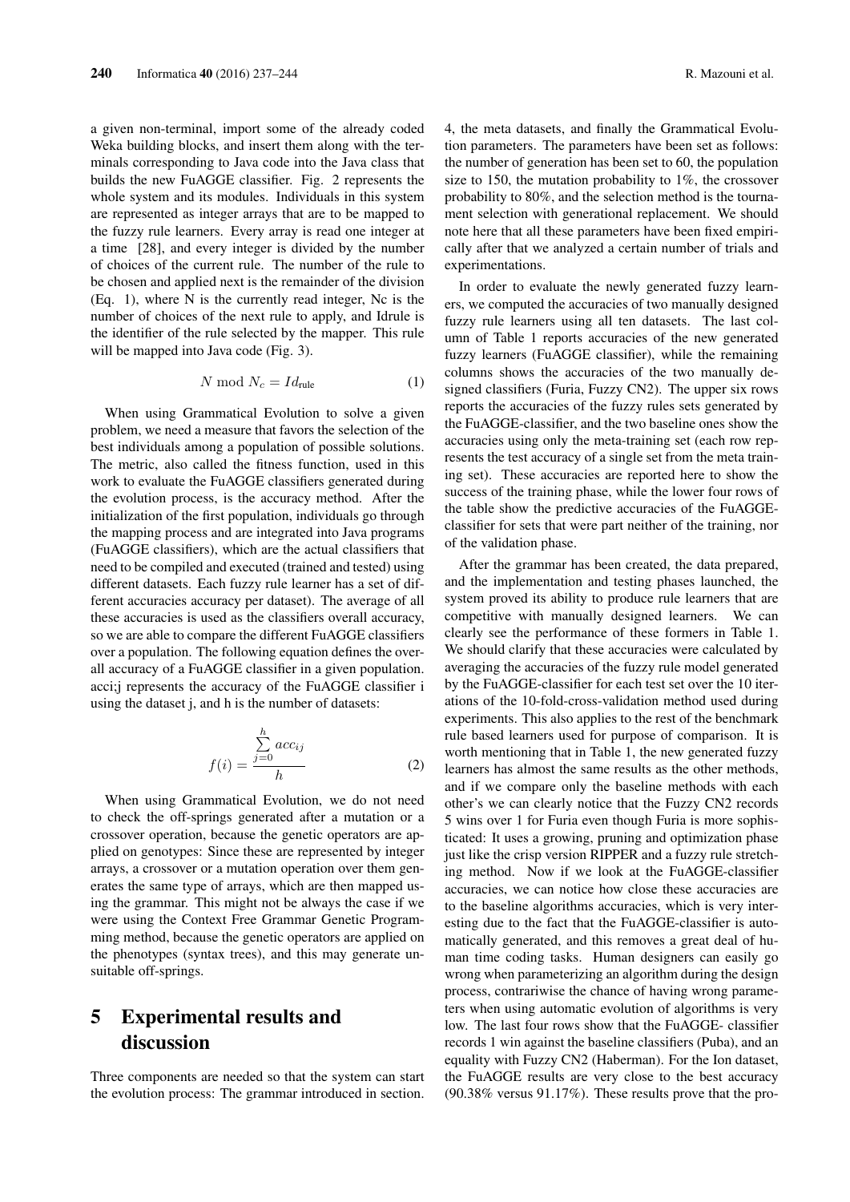a given non-terminal, import some of the already coded Weka building blocks, and insert them along with the terminals corresponding to Java code into the Java class that builds the new FuAGGE classifier. Fig. 2 represents the whole system and its modules. Individuals in this system are represented as integer arrays that are to be mapped to the fuzzy rule learners. Every array is read one integer at a time [28], and every integer is divided by the number of choices of the current rule. The number of the rule to be chosen and applied next is the remainder of the division (Eq. 1), where N is the currently read integer, Nc is the number of choices of the next rule to apply, and Idrule is the identifier of the rule selected by the mapper. This rule will be mapped into Java code (Fig. 3).

$$N \bmod N_c = Id_{\text{rule}} \tag{1}$$

When using Grammatical Evolution to solve a given problem, we need a measure that favors the selection of the best individuals among a population of possible solutions. The metric, also called the fitness function, used in this work to evaluate the FuAGGE classifiers generated during the evolution process, is the accuracy method. After the initialization of the first population, individuals go through the mapping process and are integrated into Java programs (FuAGGE classifiers), which are the actual classifiers that need to be compiled and executed (trained and tested) using different datasets. Each fuzzy rule learner has a set of different accuracies accuracy per dataset). The average of all these accuracies is used as the classifiers overall accuracy, so we are able to compare the different FuAGGE classifiers over a population. The following equation defines the overall accuracy of a FuAGGE classifier in a given population. acci;j represents the accuracy of the FuAGGE classifier i using the dataset j, and h is the number of datasets:

$$f(i) = \frac{\sum_{j=0}^{h} acc_{ij}}{h} \tag{2}$$

When using Grammatical Evolution, we do not need to check the off-springs generated after a mutation or a crossover operation, because the genetic operators are applied on genotypes: Since these are represented by integer arrays, a crossover or a mutation operation over them generates the same type of arrays, which are then mapped using the grammar. This might not be always the case if we were using the Context Free Grammar Genetic Programming method, because the genetic operators are applied on the phenotypes (syntax trees), and this may generate unsuitable off-springs.

# 5 Experimental results and discussion

Three components are needed so that the system can start the evolution process: The grammar introduced in section. 4, the meta datasets, and finally the Grammatical Evolution parameters. The parameters have been set as follows: the number of generation has been set to 60, the population size to 150, the mutation probability to 1%, the crossover probability to 80%, and the selection method is the tournament selection with generational replacement. We should note here that all these parameters have been fixed empirically after that we analyzed a certain number of trials and experimentations.

In order to evaluate the newly generated fuzzy learners, we computed the accuracies of two manually designed fuzzy rule learners using all ten datasets. The last column of Table 1 reports accuracies of the new generated fuzzy learners (FuAGGE classifier), while the remaining columns shows the accuracies of the two manually designed classifiers (Furia, Fuzzy CN2). The upper six rows reports the accuracies of the fuzzy rules sets generated by the FuAGGE-classifier, and the two baseline ones show the accuracies using only the meta-training set (each row represents the test accuracy of a single set from the meta training set). These accuracies are reported here to show the success of the training phase, while the lower four rows of the table show the predictive accuracies of the FuAGGE-classifier for sets that were part neither of the training, nor of the validation phase.

After the grammar has been created, the data prepared, and the implementation and testing phases launched, the system proved its ability to produce rule learners that are competitive with manually designed learners. We can clearly see the performance of these formers in Table 1. We should clarify that these accuracies were calculated by averaging the accuracies of the fuzzy rule model generated by the FuAGGE-classifier for each test set over the 10 iterations of the 10-fold-cross-validation method used during experiments. This also applies to the rest of the benchmark rule based learners used for purpose of comparison. It is worth mentioning that in Table 1, the new generated fuzzy learners has almost the same results as the other methods, and if we compare only the baseline methods with each other's we can clearly notice that the Fuzzy CN2 records 5 wins over 1 for Furia even though Furia is more sophisticated: It uses a growing, pruning and optimization phase just like the crisp version RIPPER and a fuzzy rule stretching method. Now if we look at the FuAGGE-classifier accuracies, we can notice how close these accuracies are to the baseline algorithms accuracies, which is very interesting due to the fact that the FuAGGE-classifier is automatically generated, and this removes a great deal of human time coding tasks. Human designers can easily go wrong when parameterizing an algorithm during the design process, contrariwise the chance of having wrong parameters when using automatic evolution of algorithms is very low. The last four rows show that the FuAGGE- classifier records 1 win against the baseline classifiers (Puba), and an equality with Fuzzy CN2 (Haberman). For the Ion dataset, the FuAGGE results are very close to the best accuracy (90.38% versus 91.17%). These results prove that the pro-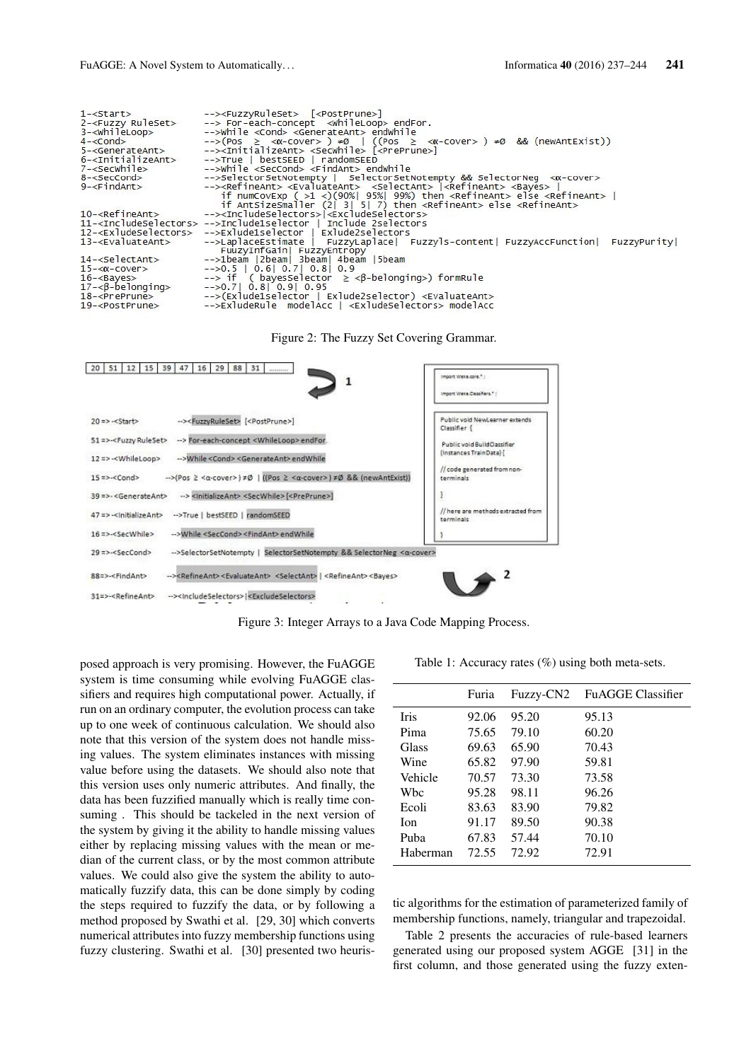```
1-<Start>              --><FuzzyRuleSet>  [<PostPrune>]
2-<Fuzzy RuleSet>      --> For-each-concept  <WhileLoop> endFor.
3-<WhileLoop>          -->While <Cond> <GenerateAnt> endwhile
4-<Cond>               -->(Pos  ≥  <α-cover> ) ≠Ø  | ((Pos  ≥  <α-cover> ) ≠Ø  && (newAntExist))
5-<GenerateAnt>        --><InitializeAnt> <SecWhile> [<PrePrune>]
6-<InitializeAnt>      -->True | bestSEED | randomSEED
7-<SecWhile>           -->While <SecCond> <FindAnt> endWhile
8-<SecCond>            -->SelectorSetNotempty |  SelectorSetNotempty && SelectorNeg  <α-cover>
9-<FindAnt>            --><RefineAnt> <EvaluateAnt>  <SelectAnt> |<RefineAnt> <Bayes> |
                          if numCovExp ( >1 <)(90%| 95%| 99%) then <RefineAnt> else <RefineAnt> |
                          if AntSizeSmaller (2| 3| 5| 7) then <RefineAnt> else <RefineAnt>
10-<RefineAnt>         --><IncludeSelectors>|<ExcludeSelectors>
11-<IncludeSelectors>  -->Include1selector | Include 2selectors
12-<ExludeSelectors>   -->Exlude1selector | Exlude2selectors
13-<EvaluateAnt>       -->LaplaceEstimate |  FuzzyLaplace|  Fuzzyls-content| FuzzyAccFunction|  FuzzyPurity|
                          FuuzyInfGain| FuzzyEntropy
14-<SelectAnt>         -->1beam |2beam| 3beam| 4beam |5beam
15-<α-cover>           -->0.5 | 0.6| 0.7| 0.8| 0.9
16-<Bayes>             --> if  ( bayesSelector  ≥ <β-belonging>) formRule
17-<β-belonging>       -->0.7| 0.8| 0.9| 0.95
18-<PrePrune>          -->(Exlude1selector | Exlude2selector) <EvaluateAnt>
19-<PostPrune>         -->ExludeRule  modelAcc | <ExludeSelectors> modelAcc
```

Figure 2: The Fuzzy Set Covering Grammar.

Figure 3: Integer Arrays to a Java Code Mapping Process.

posed approach is very promising. However, the FuAGGE system is time consuming while evolving FuAGGE classifiers and requires high computational power. Actually, if run on an ordinary computer, the evolution process can take up to one week of continuous calculation. We should also note that this version of the system does not handle missing values. The system eliminates instances with missing value before using the datasets. We should also note that this version uses only numeric attributes. And finally, the data has been fuzzified manually which is really time consuming . This should be tackeled in the next version of the system by giving it the ability to handle missing values either by replacing missing values with the mean or median of the current class, or by the most common attribute values. We could also give the system the ability to automatically fuzzify data, this can be done simply by coding the steps required to fuzzify the data, or by following a method proposed by Swathi et al. [29, 30] which converts numerical attributes into fuzzy membership functions using fuzzy clustering. Swathi et al. [30] presented two heuristic algorithms for the estimation of parameterized family of membership functions, namely, triangular and trapezoidal.

Table 1: Accuracy rates (%) using both meta-sets.

| | Furia | Fuzzy-CN2 | FuAGGE Classifier |
|---|---|---|---|
| Iris | 92.06 | 95.20 | 95.13 |
| Pima | 75.65 | 79.10 | 60.20 |
| Glass | 69.63 | 65.90 | 70.43 |
| Wine | 65.82 | 97.90 | 59.81 |
| Vehicle | 70.57 | 73.30 | 73.58 |
| Wbc | 95.28 | 98.11 | 96.26 |
| Ecoli | 83.63 | 83.90 | 79.82 |
| Ion | 91.17 | 89.50 | 90.38 |
| Puba | 67.83 | 57.44 | 70.10 |
| Haberman | 72.55 | 72.92 | 72.91 |

Table 2 presents the accuracies of rule-based learners generated using our proposed system AGGE [31] in the first column, and those generated using the fuzzy exten-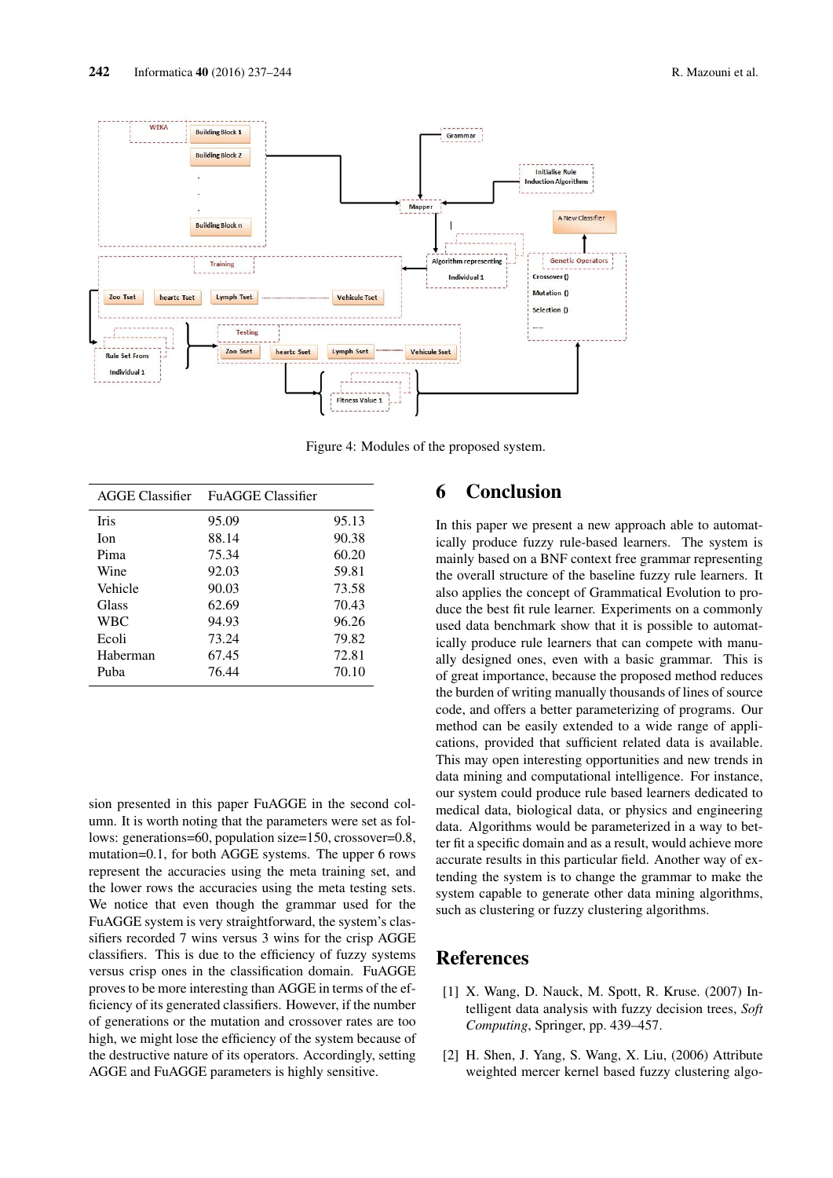Figure 4: Modules of the proposed system.

| AGGE Classifier | FuAGGE Classifier | |
|---|---|---|
| Iris | 95.09 | 95.13 |
| Ion | 88.14 | 90.38 |
| Pima | 75.34 | 60.20 |
| Wine | 92.03 | 59.81 |
| Vehicle | 90.03 | 73.58 |
| Glass | 62.69 | 70.43 |
| WBC | 94.93 | 96.26 |
| Ecoli | 73.24 | 79.82 |
| Haberman | 67.45 | 72.81 |
| Puba | 76.44 | 70.10 |

sion presented in this paper FuAGGE in the second column. It is worth noting that the parameters were set as follows: generations=60, population size=150, crossover=0.8, mutation=0.1, for both AGGE systems. The upper 6 rows represent the accuracies using the meta training set, and the lower rows the accuracies using the meta testing sets. We notice that even though the grammar used for the FuAGGE system is very straightforward, the system's classifiers recorded 7 wins versus 3 wins for the crisp AGGE classifiers. This is due to the efficiency of fuzzy systems versus crisp ones in the classification domain. FuAGGE proves to be more interesting than AGGE in terms of the efficiency of its generated classifiers. However, if the number of generations or the mutation and crossover rates are too high, we might lose the efficiency of the system because of the destructive nature of its operators. Accordingly, setting AGGE and FuAGGE parameters is highly sensitive.

## 6 Conclusion

In this paper we present a new approach able to automatically produce fuzzy rule-based learners. The system is mainly based on a BNF context free grammar representing the overall structure of the baseline fuzzy rule learners. It also applies the concept of Grammatical Evolution to produce the best fit rule learner. Experiments on a commonly used data benchmark show that it is possible to automatically produce rule learners that can compete with manually designed ones, even with a basic grammar. This is of great importance, because the proposed method reduces the burden of writing manually thousands of lines of source code, and offers a better parameterizing of programs. Our method can be easily extended to a wide range of applications, provided that sufficient related data is available. This may open interesting opportunities and new trends in data mining and computational intelligence. For instance, our system could produce rule based learners dedicated to medical data, biological data, or physics and engineering data. Algorithms would be parameterized in a way to better fit a specific domain and as a result, would achieve more accurate results in this particular field. Another way of extending the system is to change the grammar to make the system capable to generate other data mining algorithms, such as clustering or fuzzy clustering algorithms.

## References

[1] X. Wang, D. Nauck, M. Spott, R. Kruse. (2007) Intelligent data analysis with fuzzy decision trees, *Soft Computing*, Springer, pp. 439–457.

[2] H. Shen, J. Yang, S. Wang, X. Liu, (2006) Attribute weighted mercer kernel based fuzzy clustering algo-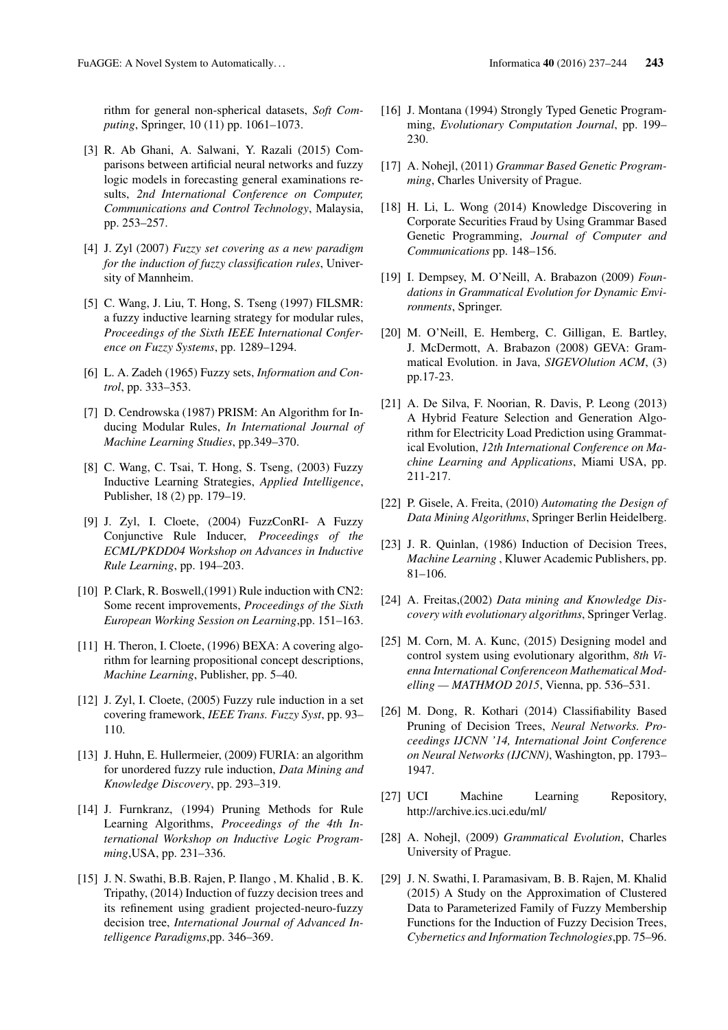rithm for general non-spherical datasets, *Soft Computing*, Springer, 10 (11) pp. 1061–1073.

[3] R. Ab Ghani, A. Salwani, Y. Razali (2015) Comparisons between artificial neural networks and fuzzy logic models in forecasting general examinations results, *2nd International Conference on Computer, Communications and Control Technology*, Malaysia, pp. 253–257.

[4] J. Zyl (2007) *Fuzzy set covering as a new paradigm for the induction of fuzzy classification rules*, University of Mannheim.

[5] C. Wang, J. Liu, T. Hong, S. Tseng (1997) FILSMR: a fuzzy inductive learning strategy for modular rules, *Proceedings of the Sixth IEEE International Conference on Fuzzy Systems*, pp. 1289–1294.

[6] L. A. Zadeh (1965) Fuzzy sets, *Information and Control*, pp. 333–353.

[7] D. Cendrowska (1987) PRISM: An Algorithm for Inducing Modular Rules, *In International Journal of Machine Learning Studies*, pp.349–370.

[8] C. Wang, C. Tsai, T. Hong, S. Tseng, (2003) Fuzzy Inductive Learning Strategies, *Applied Intelligence*, Publisher, 18 (2) pp. 179–19.

[9] J. Zyl, I. Cloete, (2004) FuzzConRI- A Fuzzy Conjunctive Rule Inducer, *Proceedings of the ECML/PKDD04 Workshop on Advances in Inductive Rule Learning*, pp. 194–203.

[10] P. Clark, R. Boswell,(1991) Rule induction with CN2: Some recent improvements, *Proceedings of the Sixth European Working Session on Learning*,pp. 151–163.

[11] H. Theron, I. Cloete, (1996) BEXA: A covering algorithm for learning propositional concept descriptions, *Machine Learning*, Publisher, pp. 5–40.

[12] J. Zyl, I. Cloete, (2005) Fuzzy rule induction in a set covering framework, *IEEE Trans. Fuzzy Syst*, pp. 93–110.

[13] J. Huhn, E. Hullermeier, (2009) FURIA: an algorithm for unordered fuzzy rule induction, *Data Mining and Knowledge Discovery*, pp. 293–319.

[14] J. Furnkranz, (1994) Pruning Methods for Rule Learning Algorithms, *Proceedings of the 4th International Workshop on Inductive Logic Programming*,USA, pp. 231–336.

[15] J. N. Swathi, B.B. Rajen, P. Ilango , M. Khalid , B. K. Tripathy, (2014) Induction of fuzzy decision trees and its refinement using gradient projected-neuro-fuzzy decision tree, *International Journal of Advanced Intelligence Paradigms*,pp. 346–369.

[16] J. Montana (1994) Strongly Typed Genetic Programming, *Evolutionary Computation Journal*, pp. 199–230.

[17] A. Nohejl, (2011) *Grammar Based Genetic Programming*, Charles University of Prague.

[18] H. Li, L. Wong (2014) Knowledge Discovering in Corporate Securities Fraud by Using Grammar Based Genetic Programming, *Journal of Computer and Communications* pp. 148–156.

[19] I. Dempsey, M. O'Neill, A. Brabazon (2009) *Foundations in Grammatical Evolution for Dynamic Environments*, Springer.

[20] M. O'Neill, E. Hemberg, C. Gilligan, E. Bartley, J. McDermott, A. Brabazon (2008) GEVA: Grammatical Evolution. in Java, *SIGEVOlution ACM*, (3) pp.17-23.

[21] A. De Silva, F. Noorian, R. Davis, P. Leong (2013) A Hybrid Feature Selection and Generation Algorithm for Electricity Load Prediction using Grammatical Evolution, *12th International Conference on Machine Learning and Applications*, Miami USA, pp. 211-217.

[22] P. Gisele, A. Freita, (2010) *Automating the Design of Data Mining Algorithms*, Springer Berlin Heidelberg.

[23] J. R. Quinlan, (1986) Induction of Decision Trees, *Machine Learning* , Kluwer Academic Publishers, pp. 81–106.

[24] A. Freitas,(2002) *Data mining and Knowledge Discovery with evolutionary algorithms*, Springer Verlag.

[25] M. Corn, M. A. Kunc, (2015) Designing model and control system using evolutionary algorithm, *8th Vienna International Conferenceon Mathematical Modelling — MATHMOD 2015*, Vienna, pp. 536–531.

[26] M. Dong, R. Kothari (2014) Classifiability Based Pruning of Decision Trees, *Neural Networks. Proceedings IJCNN '14, International Joint Conference on Neural Networks (IJCNN)*, Washington, pp. 1793–1947.

[27] UCI Machine Learning Repository, http://archive.ics.uci.edu/ml/

[28] A. Nohejl, (2009) *Grammatical Evolution*, Charles University of Prague.

[29] J. N. Swathi, I. Paramasivam, B. B. Rajen, M. Khalid (2015) A Study on the Approximation of Clustered Data to Parameterized Family of Fuzzy Membership Functions for the Induction of Fuzzy Decision Trees, *Cybernetics and Information Technologies*,pp. 75–96.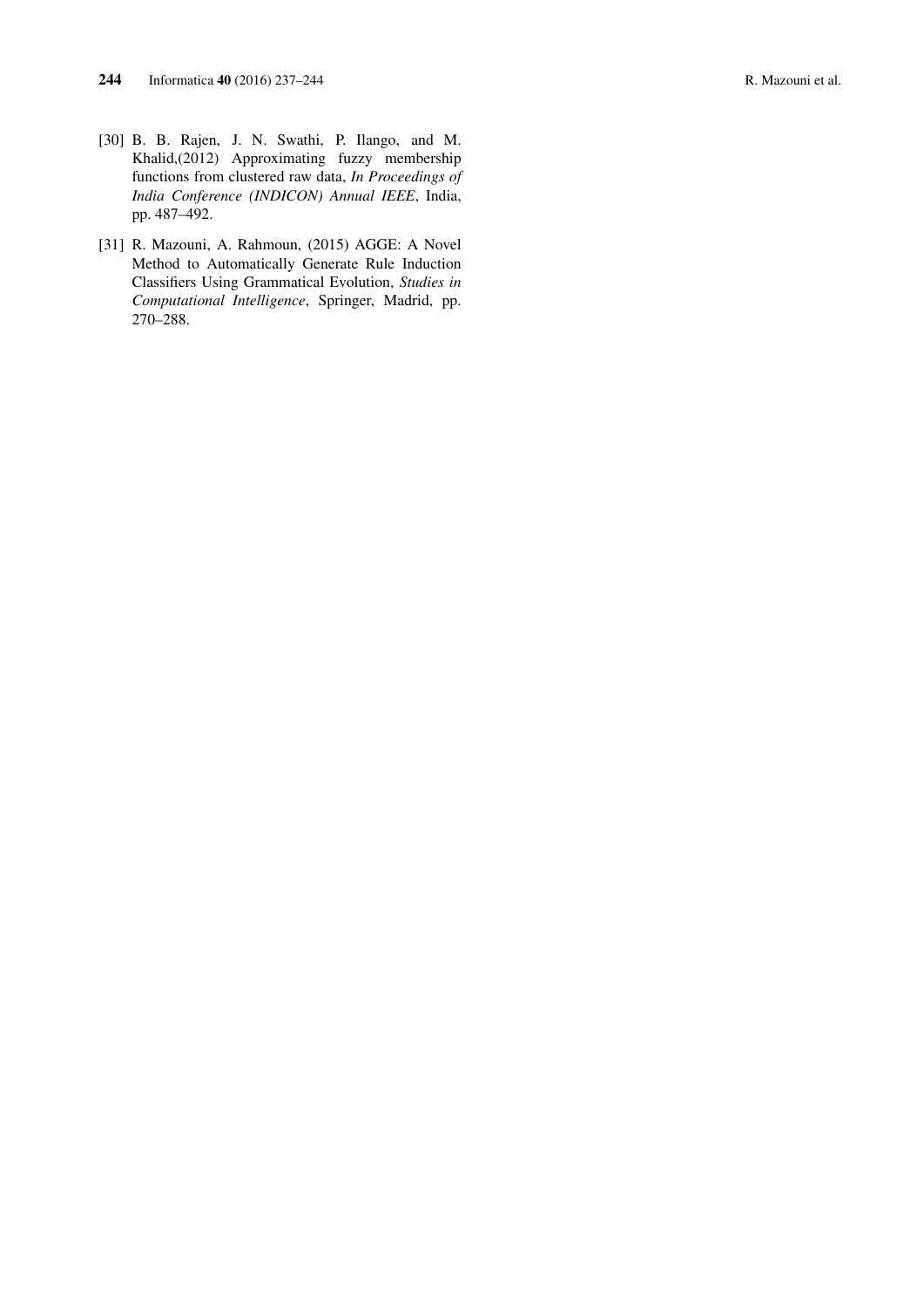[30] B. B. Rajen, J. N. Swathi, P. Ilango, and M. Khalid,(2012) Approximating fuzzy membership functions from clustered raw data, *In Proceedings of India Conference (INDICON) Annual IEEE*, India, pp. 487–492.

[31] R. Mazouni, A. Rahmoun, (2015) AGGE: A Novel Method to Automatically Generate Rule Induction Classifiers Using Grammatical Evolution, *Studies in Computational Intelligence*, Springer, Madrid, pp. 270–288.